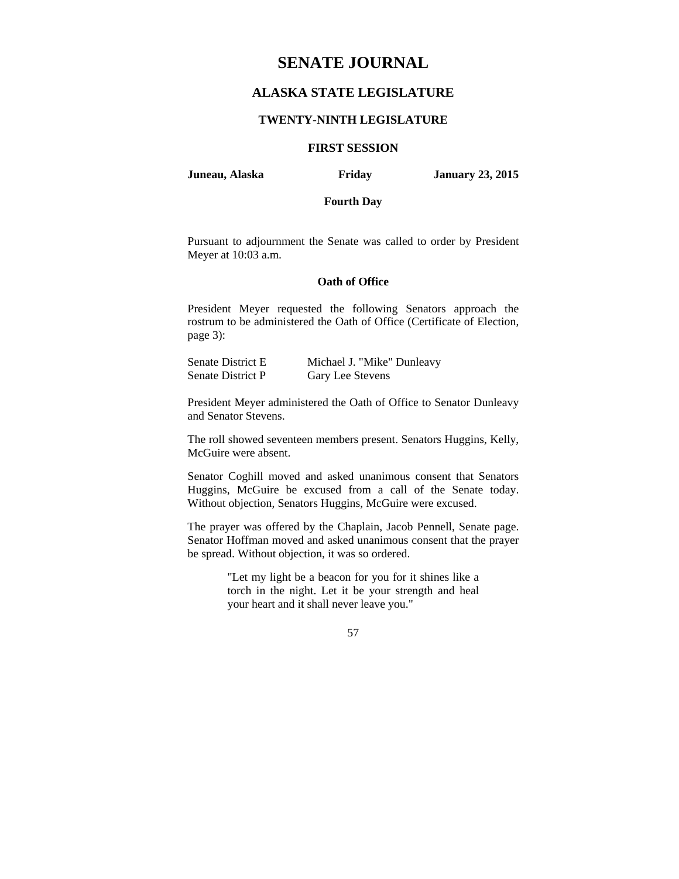# SENATE JOURNAL

## ALASKA STATE LEGISLATURE

### TWENTY-NINTH LEGISLATURE

### FIRST SESSION

**Juneau, Alaska** **Friday** **January 23, 2015**

**Fourth Day**

Pursuant to adjournment the Senate was called to order by President Meyer at 10:03 a.m.

**Oath of Office**

President Meyer requested the following Senators approach the rostrum to be administered the Oath of Office (Certificate of Election, page 3):

| | |
|---|---|
| Senate District E | Michael J. "Mike" Dunleavy |
| Senate District P | Gary Lee Stevens |

President Meyer administered the Oath of Office to Senator Dunleavy and Senator Stevens.

The roll showed seventeen members present. Senators Huggins, Kelly, McGuire were absent.

Senator Coghill moved and asked unanimous consent that Senators Huggins, McGuire be excused from a call of the Senate today. Without objection, Senators Huggins, McGuire were excused.

The prayer was offered by the Chaplain, Jacob Pennell, Senate page. Senator Hoffman moved and asked unanimous consent that the prayer be spread. Without objection, it was so ordered.

> "Let my light be a beacon for you for it shines like a torch in the night. Let it be your strength and heal your heart and it shall never leave you."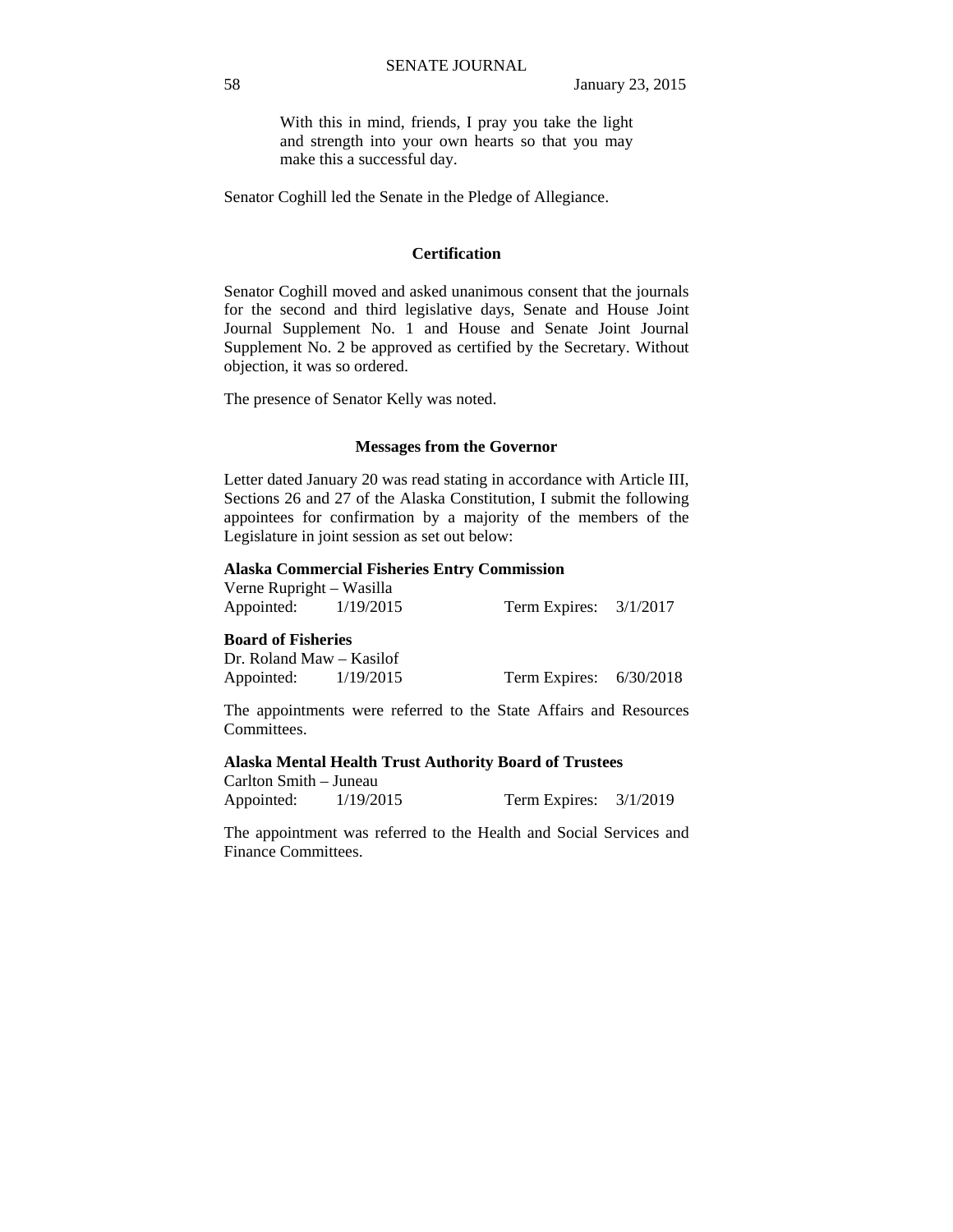> With this in mind, friends, I pray you take the light and strength into your own hearts so that you may make this a successful day.

Senator Coghill led the Senate in the Pledge of Allegiance.

### Certification

Senator Coghill moved and asked unanimous consent that the journals for the second and third legislative days, Senate and House Joint Journal Supplement No. 1 and House and Senate Joint Journal Supplement No. 2 be approved as certified by the Secretary. Without objection, it was so ordered.

The presence of Senator Kelly was noted.

### Messages from the Governor

Letter dated January 20 was read stating in accordance with Article III, Sections 26 and 27 of the Alaska Constitution, I submit the following appointees for confirmation by a majority of the members of the Legislature in joint session as set out below:

**Alaska Commercial Fisheries Entry Commission**
Verne Rupright – Wasilla
Appointed: 1/19/2015 Term Expires: 3/1/2017

**Board of Fisheries**
Dr. Roland Maw – Kasilof
Appointed: 1/19/2015 Term Expires: 6/30/2018

The appointments were referred to the State Affairs and Resources Committees.

**Alaska Mental Health Trust Authority Board of Trustees**
Carlton Smith – Juneau
Appointed: 1/19/2015 Term Expires: 3/1/2019

The appointment was referred to the Health and Social Services and Finance Committees.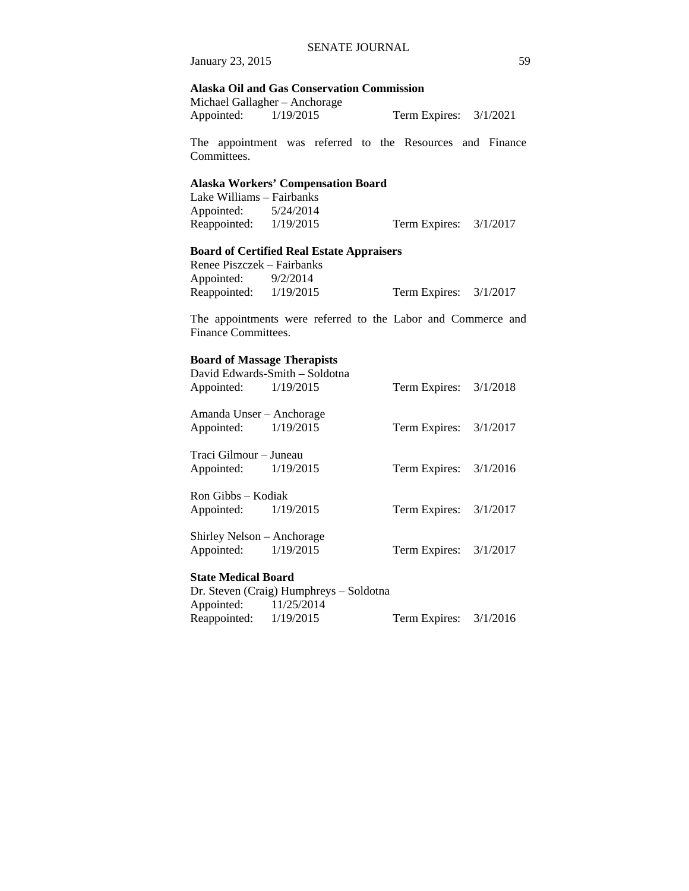**Alaska Oil and Gas Conservation Commission**

Michael Gallagher – Anchorage
Appointed: 1/19/2015 Term Expires: 3/1/2021

The appointment was referred to the Resources and Finance Committees.

**Alaska Workers' Compensation Board**

Lake Williams – Fairbanks
Appointed: 5/24/2014
Reappointed: 1/19/2015 Term Expires: 3/1/2017

**Board of Certified Real Estate Appraisers**

Renee Piszczek – Fairbanks
Appointed: 9/2/2014
Reappointed: 1/19/2015 Term Expires: 3/1/2017

The appointments were referred to the Labor and Commerce and Finance Committees.

**Board of Massage Therapists**

David Edwards-Smith – Soldotna
Appointed: 1/19/2015 Term Expires: 3/1/2018

Amanda Unser – Anchorage
Appointed: 1/19/2015 Term Expires: 3/1/2017

Traci Gilmour – Juneau
Appointed: 1/19/2015 Term Expires: 3/1/2016

Ron Gibbs – Kodiak
Appointed: 1/19/2015 Term Expires: 3/1/2017

Shirley Nelson – Anchorage
Appointed: 1/19/2015 Term Expires: 3/1/2017

**State Medical Board**

Dr. Steven (Craig) Humphreys – Soldotna
Appointed: 11/25/2014
Reappointed: 1/19/2015 Term Expires: 3/1/2016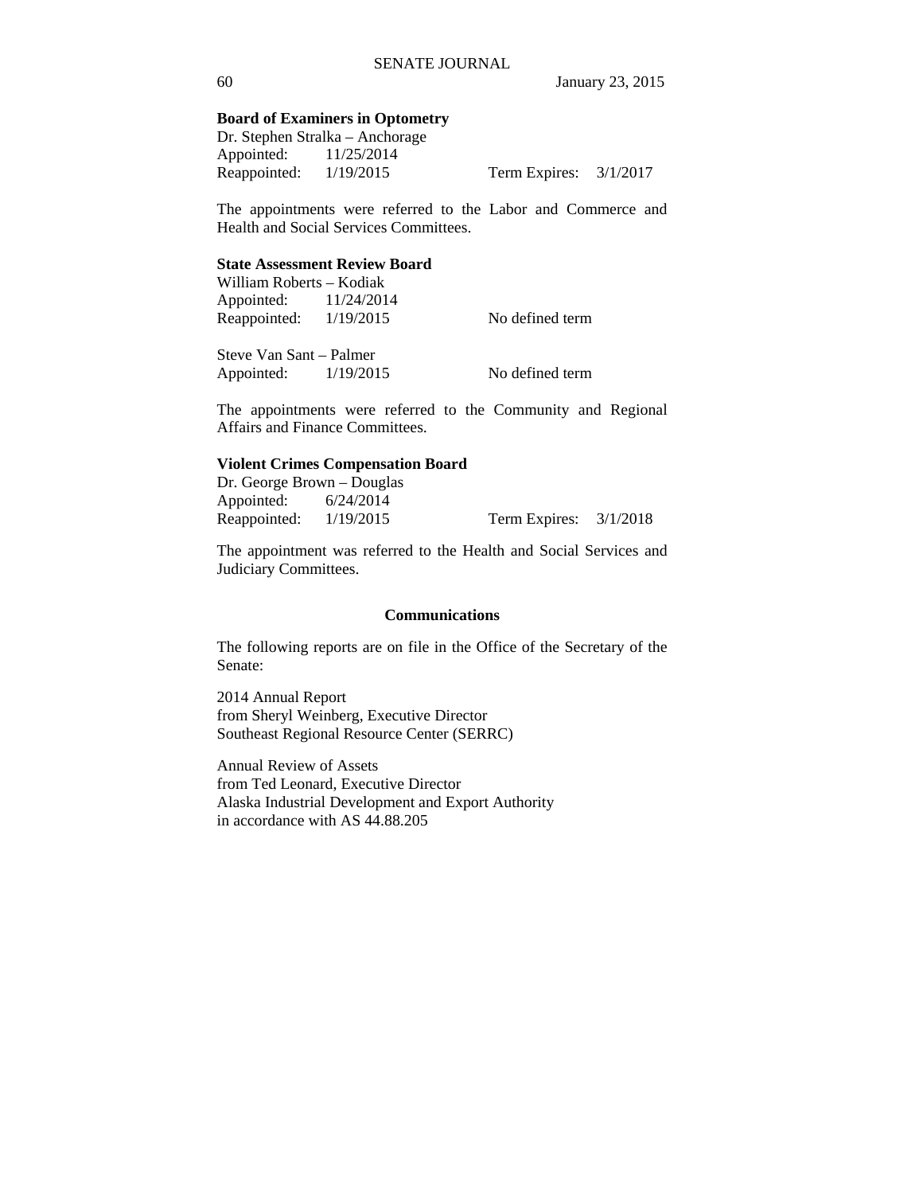**Board of Examiners in Optometry**

Dr. Stephen Stralka – Anchorage
Appointed: 11/25/2014
Reappointed: 1/19/2015 Term Expires: 3/1/2017

The appointments were referred to the Labor and Commerce and Health and Social Services Committees.

**State Assessment Review Board**

William Roberts – Kodiak
Appointed: 11/24/2014
Reappointed: 1/19/2015 No defined term

Steve Van Sant – Palmer
Appointed: 1/19/2015 No defined term

The appointments were referred to the Community and Regional Affairs and Finance Committees.

**Violent Crimes Compensation Board**

Dr. George Brown – Douglas
Appointed: 6/24/2014
Reappointed: 1/19/2015 Term Expires: 3/1/2018

The appointment was referred to the Health and Social Services and Judiciary Committees.

## Communications

The following reports are on file in the Office of the Secretary of the Senate:

2014 Annual Report
from Sheryl Weinberg, Executive Director
Southeast Regional Resource Center (SERRC)

Annual Review of Assets
from Ted Leonard, Executive Director
Alaska Industrial Development and Export Authority
in accordance with AS 44.88.205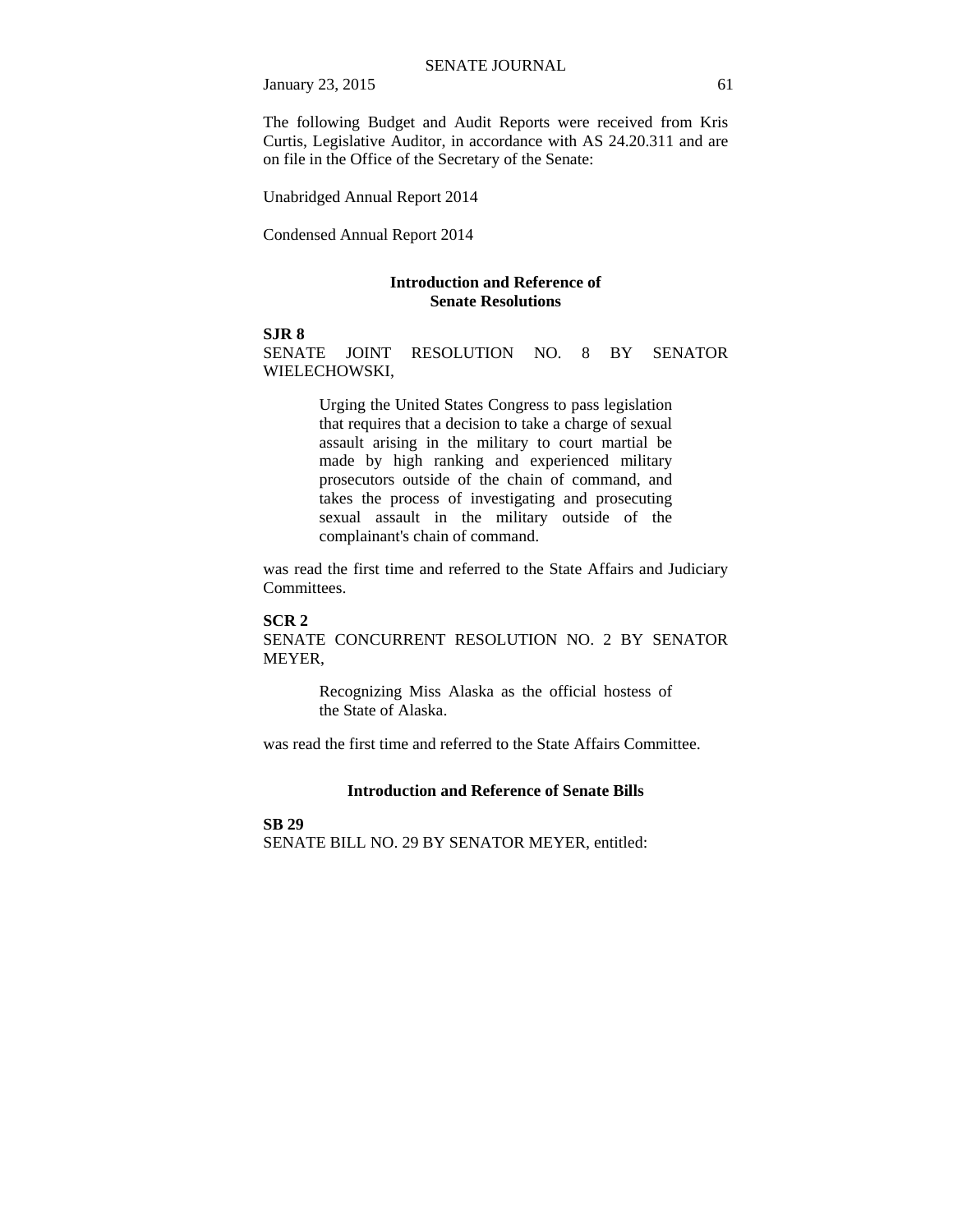The following Budget and Audit Reports were received from Kris Curtis, Legislative Auditor, in accordance with AS 24.20.311 and are on file in the Office of the Secretary of the Senate:

Unabridged Annual Report 2014

Condensed Annual Report 2014

## Introduction and Reference of Senate Resolutions

**SJR 8**
SENATE JOINT RESOLUTION NO. 8 BY SENATOR WIELECHOWSKI,

> Urging the United States Congress to pass legislation that requires that a decision to take a charge of sexual assault arising in the military to court martial be made by high ranking and experienced military prosecutors outside of the chain of command, and takes the process of investigating and prosecuting sexual assault in the military outside of the complainant's chain of command.

was read the first time and referred to the State Affairs and Judiciary Committees.

**SCR 2**
SENATE CONCURRENT RESOLUTION NO. 2 BY SENATOR MEYER,

> Recognizing Miss Alaska as the official hostess of the State of Alaska.

was read the first time and referred to the State Affairs Committee.

## Introduction and Reference of Senate Bills

**SB 29**
SENATE BILL NO. 29 BY SENATOR MEYER, entitled: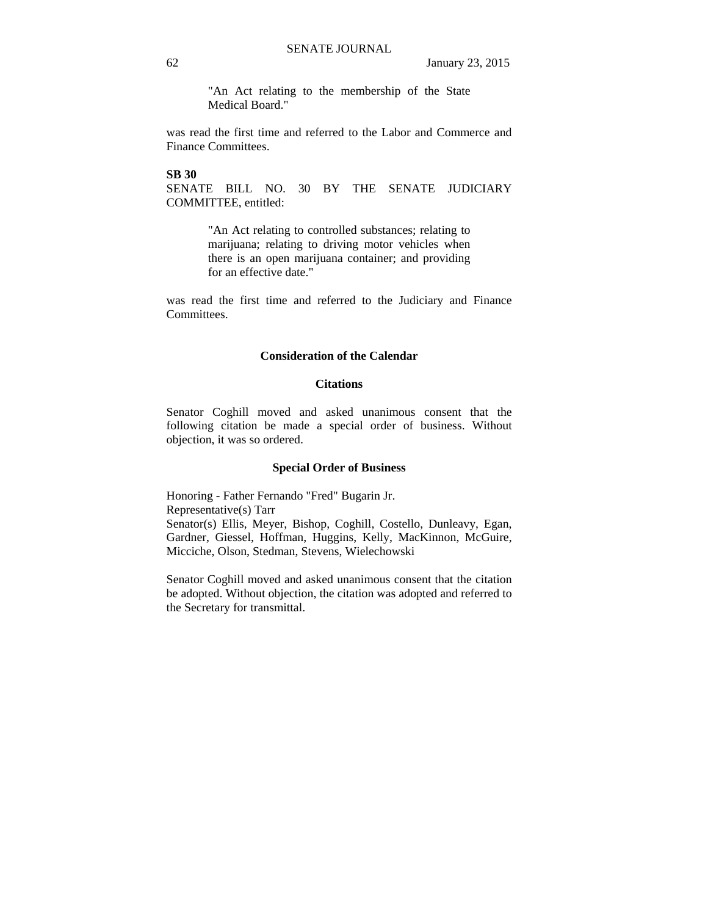"An Act relating to the membership of the State Medical Board."

was read the first time and referred to the Labor and Commerce and Finance Committees.

**SB 30**

SENATE BILL NO. 30 BY THE SENATE JUDICIARY COMMITTEE, entitled:

"An Act relating to controlled substances; relating to marijuana; relating to driving motor vehicles when there is an open marijuana container; and providing for an effective date."

was read the first time and referred to the Judiciary and Finance Committees.

## Consideration of the Calendar

### Citations

Senator Coghill moved and asked unanimous consent that the following citation be made a special order of business. Without objection, it was so ordered.

### Special Order of Business

Honoring - Father Fernando "Fred" Bugarin Jr.
Representative(s) Tarr
Senator(s) Ellis, Meyer, Bishop, Coghill, Costello, Dunleavy, Egan, Gardner, Giessel, Hoffman, Huggins, Kelly, MacKinnon, McGuire, Micciche, Olson, Stedman, Stevens, Wielechowski

Senator Coghill moved and asked unanimous consent that the citation be adopted. Without objection, the citation was adopted and referred to the Secretary for transmittal.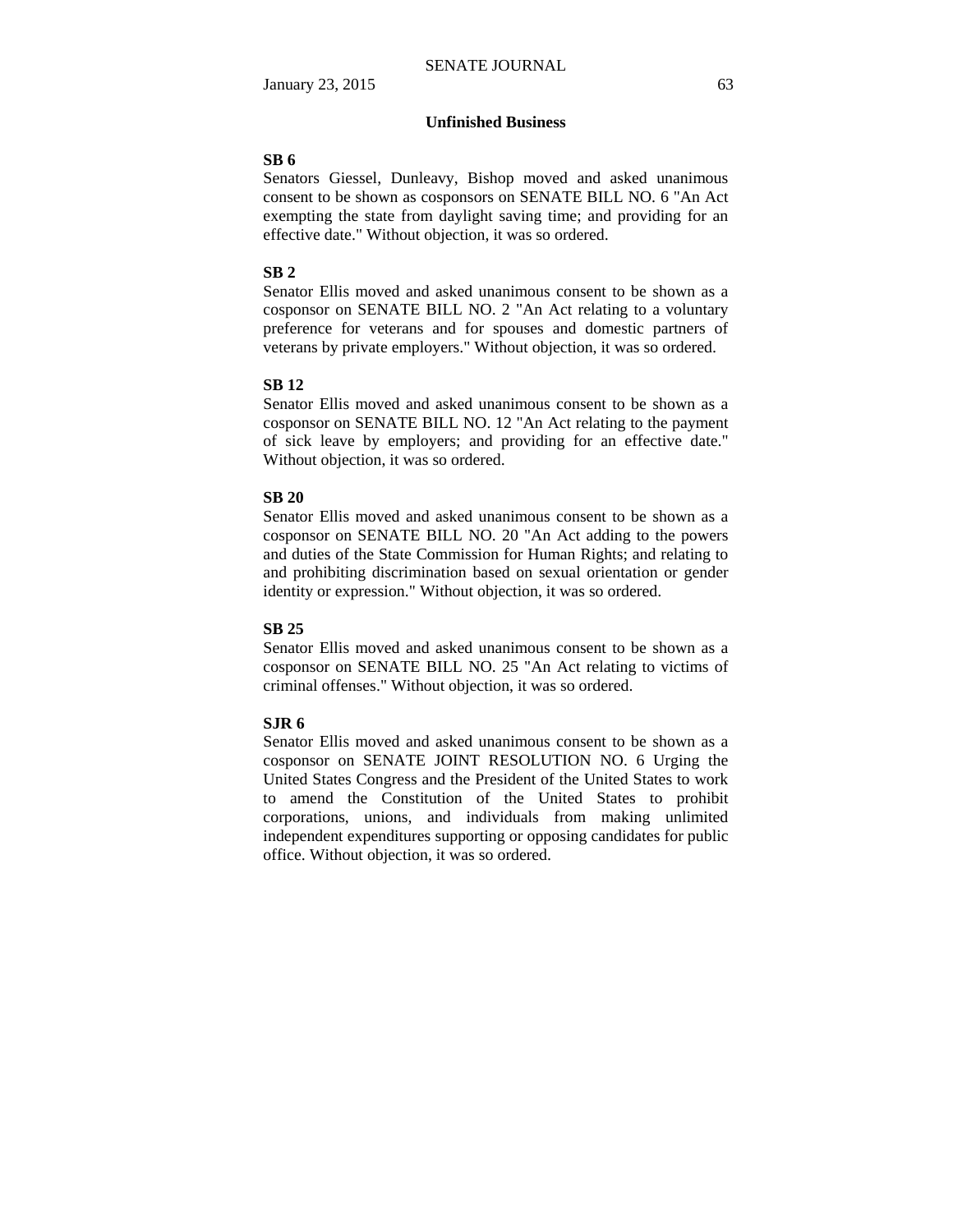## Unfinished Business

**SB 6**

Senators Giessel, Dunleavy, Bishop moved and asked unanimous consent to be shown as cosponsors on SENATE BILL NO. 6 "An Act exempting the state from daylight saving time; and providing for an effective date." Without objection, it was so ordered.

**SB 2**

Senator Ellis moved and asked unanimous consent to be shown as a cosponsor on SENATE BILL NO. 2 "An Act relating to a voluntary preference for veterans and for spouses and domestic partners of veterans by private employers." Without objection, it was so ordered.

**SB 12**

Senator Ellis moved and asked unanimous consent to be shown as a cosponsor on SENATE BILL NO. 12 "An Act relating to the payment of sick leave by employers; and providing for an effective date." Without objection, it was so ordered.

**SB 20**

Senator Ellis moved and asked unanimous consent to be shown as a cosponsor on SENATE BILL NO. 20 "An Act adding to the powers and duties of the State Commission for Human Rights; and relating to and prohibiting discrimination based on sexual orientation or gender identity or expression." Without objection, it was so ordered.

**SB 25**

Senator Ellis moved and asked unanimous consent to be shown as a cosponsor on SENATE BILL NO. 25 "An Act relating to victims of criminal offenses." Without objection, it was so ordered.

**SJR 6**

Senator Ellis moved and asked unanimous consent to be shown as a cosponsor on SENATE JOINT RESOLUTION NO. 6 Urging the United States Congress and the President of the United States to work to amend the Constitution of the United States to prohibit corporations, unions, and individuals from making unlimited independent expenditures supporting or opposing candidates for public office. Without objection, it was so ordered.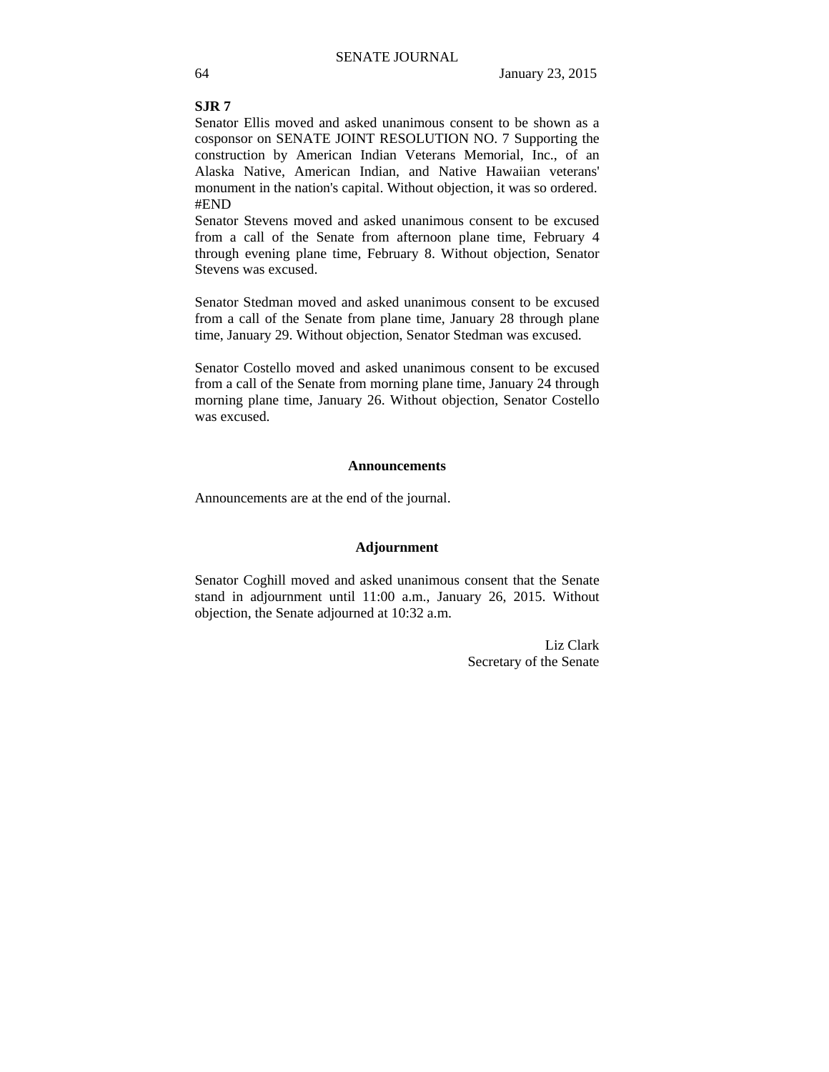**SJR 7**

Senator Ellis moved and asked unanimous consent to be shown as a cosponsor on SENATE JOINT RESOLUTION NO. 7 Supporting the construction by American Indian Veterans Memorial, Inc., of an Alaska Native, American Indian, and Native Hawaiian veterans' monument in the nation's capital. Without objection, it was so ordered.
#END

Senator Stevens moved and asked unanimous consent to be excused from a call of the Senate from afternoon plane time, February 4 through evening plane time, February 8. Without objection, Senator Stevens was excused.

Senator Stedman moved and asked unanimous consent to be excused from a call of the Senate from plane time, January 28 through plane time, January 29. Without objection, Senator Stedman was excused.

Senator Costello moved and asked unanimous consent to be excused from a call of the Senate from morning plane time, January 24 through morning plane time, January 26. Without objection, Senator Costello was excused.

## Announcements

Announcements are at the end of the journal.

## Adjournment

Senator Coghill moved and asked unanimous consent that the Senate stand in adjournment until 11:00 a.m., January 26, 2015. Without objection, the Senate adjourned at 10:32 a.m.

Liz Clark
Secretary of the Senate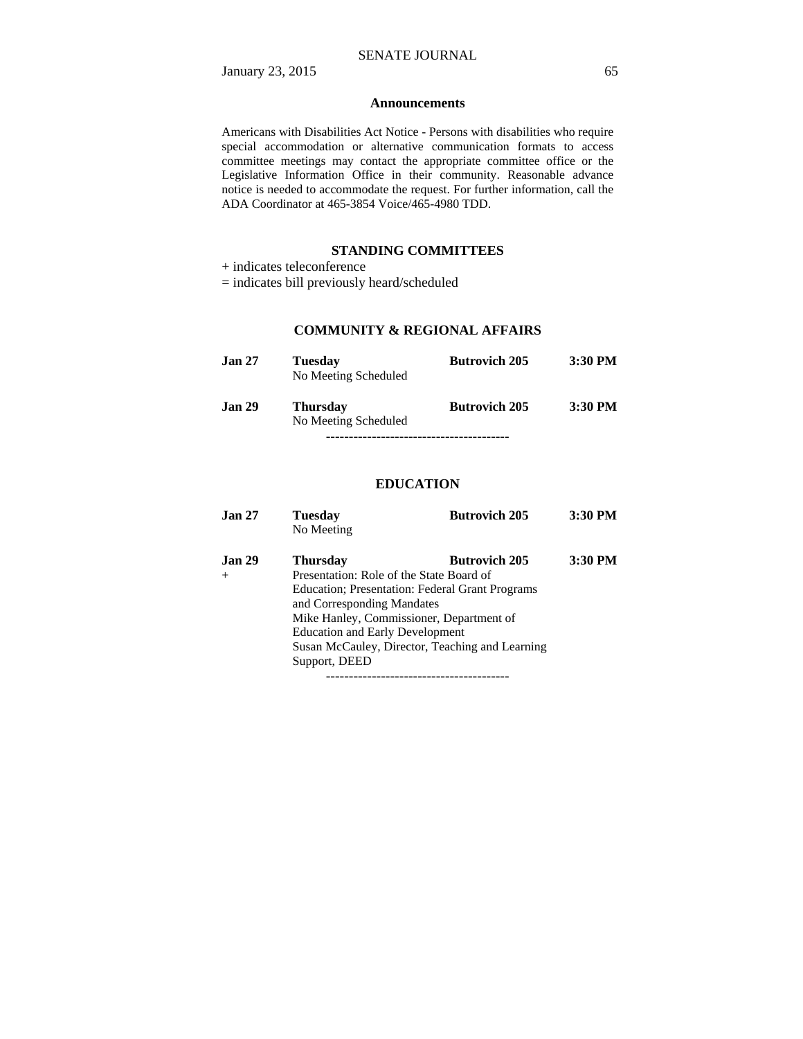## Announcements

Americans with Disabilities Act Notice - Persons with disabilities who require special accommodation or alternative communication formats to access committee meetings may contact the appropriate committee office or the Legislative Information Office in their community. Reasonable advance notice is needed to accommodate the request. For further information, call the ADA Coordinator at 465-3854 Voice/465-4980 TDD.

## STANDING COMMITTEES

+ indicates teleconference
= indicates bill previously heard/scheduled

### COMMUNITY & REGIONAL AFFAIRS

| | | | |
|---|---|---|---|
| **Jan 27** | **Tuesday**<br>No Meeting Scheduled | **Butrovich 205** | **3:30 PM** |
| **Jan 29** | **Thursday**<br>No Meeting Scheduled | **Butrovich 205** | **3:30 PM** |

----------------------------------------

### EDUCATION

| | | | |
|---|---|---|---|
| **Jan 27** | **Tuesday**<br>No Meeting | **Butrovich 205** | **3:30 PM** |
| **Jan 29**<br>+ | **Thursday**<br>Presentation: Role of the State Board of Education; Presentation: Federal Grant Programs and Corresponding Mandates<br>Mike Hanley, Commissioner, Department of Education and Early Development<br>Susan McCauley, Director, Teaching and Learning Support, DEED | **Butrovich 205** | **3:30 PM** |

----------------------------------------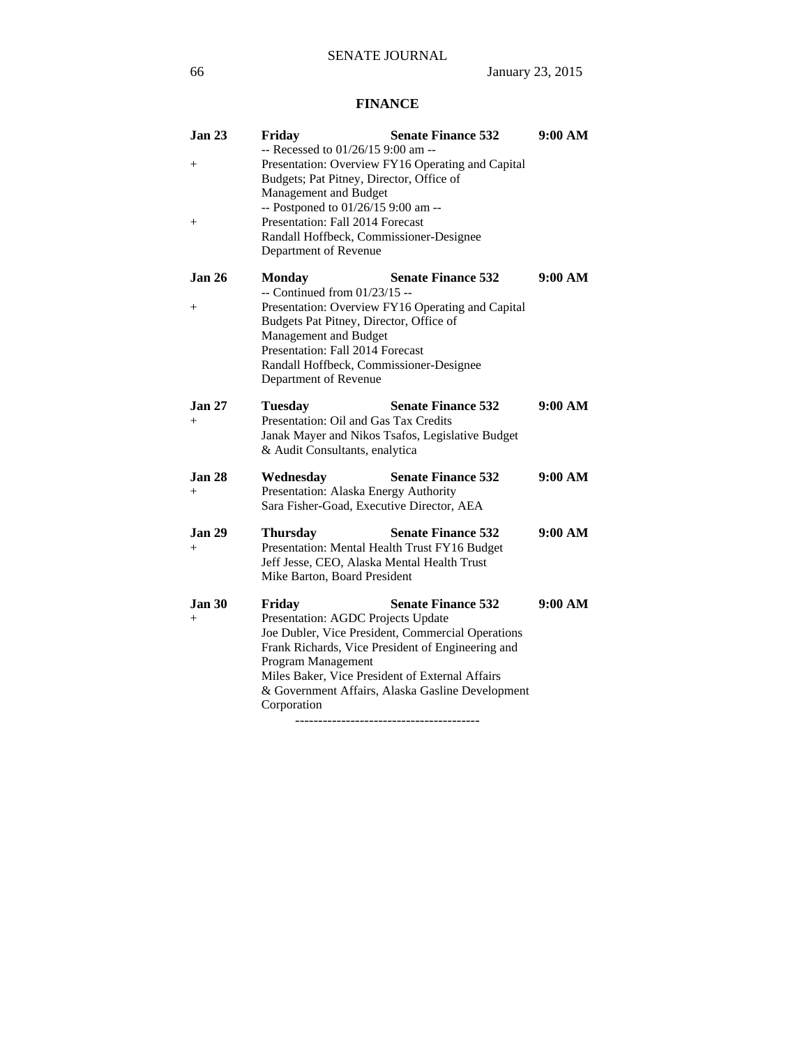## FINANCE

**Jan 23** **Friday** **Senate Finance 532** **9:00 AM**
-- Recessed to 01/26/15 9:00 am --
\+ Presentation: Overview FY16 Operating and Capital Budgets; Pat Pitney, Director, Office of Management and Budget
-- Postponed to 01/26/15 9:00 am --
\+ Presentation: Fall 2014 Forecast
Randall Hoffbeck, Commissioner-Designee
Department of Revenue

**Jan 26** **Monday** **Senate Finance 532** **9:00 AM**
-- Continued from 01/23/15 --
\+ Presentation: Overview FY16 Operating and Capital Budgets Pat Pitney, Director, Office of Management and Budget
Presentation: Fall 2014 Forecast
Randall Hoffbeck, Commissioner-Designee
Department of Revenue

**Jan 27** **Tuesday** **Senate Finance 532** **9:00 AM**
\+ Presentation: Oil and Gas Tax Credits
Janak Mayer and Nikos Tsafos, Legislative Budget & Audit Consultants, enalytica

**Jan 28** **Wednesday** **Senate Finance 532** **9:00 AM**
\+ Presentation: Alaska Energy Authority
Sara Fisher-Goad, Executive Director, AEA

**Jan 29** **Thursday** **Senate Finance 532** **9:00 AM**
\+ Presentation: Mental Health Trust FY16 Budget
Jeff Jesse, CEO, Alaska Mental Health Trust
Mike Barton, Board President

**Jan 30** **Friday** **Senate Finance 532** **9:00 AM**
\+ Presentation: AGDC Projects Update
Joe Dubler, Vice President, Commercial Operations
Frank Richards, Vice President of Engineering and Program Management
Miles Baker, Vice President of External Affairs & Government Affairs, Alaska Gasline Development Corporation

----------------------------------------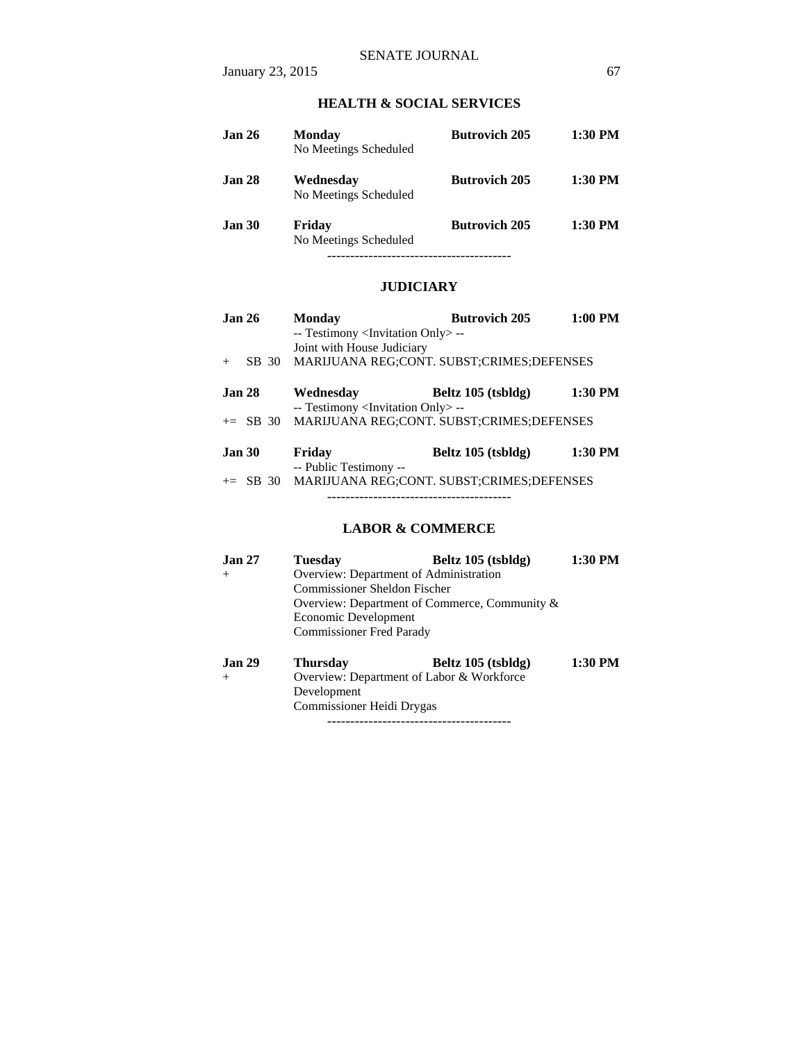## HEALTH & SOCIAL SERVICES

| | | | |
|---|---|---|---|
| **Jan 26** | **Monday** | **Butrovich 205** | **1:30 PM** |
| | No Meetings Scheduled | | |
| **Jan 28** | **Wednesday** | **Butrovich 205** | **1:30 PM** |
| | No Meetings Scheduled | | |
| **Jan 30** | **Friday** | **Butrovich 205** | **1:30 PM** |
| | No Meetings Scheduled | | |

----------------------------------------

## JUDICIARY

| | | | |
|---|---|---|---|
| **Jan 26** | **Monday** | **Butrovich 205** | **1:00 PM** |
| | -- Testimony <Invitation Only> -- | | |
| | Joint with House Judiciary | | |
| + SB 30 | MARIJUANA REG;CONT. SUBST;CRIMES;DEFENSES | | |
| **Jan 28** | **Wednesday** | **Beltz 105 (tsbldg)** | **1:30 PM** |
| | -- Testimony <Invitation Only> -- | | |
| += SB 30 | MARIJUANA REG;CONT. SUBST;CRIMES;DEFENSES | | |
| **Jan 30** | **Friday** | **Beltz 105 (tsbldg)** | **1:30 PM** |
| | -- Public Testimony -- | | |
| += SB 30 | MARIJUANA REG;CONT. SUBST;CRIMES;DEFENSES | | |

----------------------------------------

## LABOR & COMMERCE

| | | | |
|---|---|---|---|
| **Jan 27** | **Tuesday** | **Beltz 105 (tsbldg)** | **1:30 PM** |
| + | Overview: Department of Administration | | |
| | Commissioner Sheldon Fischer | | |
| | Overview: Department of Commerce, Community & Economic Development | | |
| | Commissioner Fred Parady | | |
| **Jan 29** | **Thursday** | **Beltz 105 (tsbldg)** | **1:30 PM** |
| + | Overview: Department of Labor & Workforce Development | | |
| | Commissioner Heidi Drygas | | |

----------------------------------------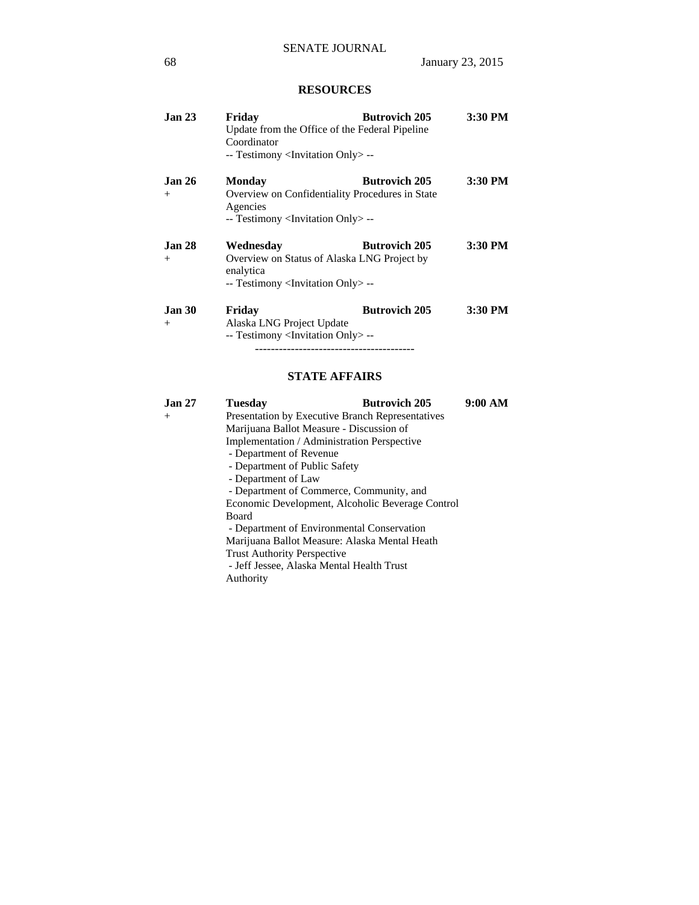## RESOURCES

**Jan 23** **Friday** **Butrovich 205** **3:30 PM**
Update from the Office of the Federal Pipeline Coordinator
-- Testimony <Invitation Only> --

**Jan 26** **Monday** **Butrovich 205** **3:30 PM**
+ Overview on Confidentiality Procedures in State Agencies
-- Testimony <Invitation Only> --

**Jan 28** **Wednesday** **Butrovich 205** **3:30 PM**
+ Overview on Status of Alaska LNG Project by enalytica
-- Testimony <Invitation Only> --

**Jan 30** **Friday** **Butrovich 205** **3:30 PM**
+ Alaska LNG Project Update
-- Testimony <Invitation Only> --

----------------------------------------

## STATE AFFAIRS

**Jan 27** **Tuesday** **Butrovich 205** **9:00 AM**
+ Presentation by Executive Branch Representatives
Marijuana Ballot Measure - Discussion of Implementation / Administration Perspective
- Department of Revenue
- Department of Public Safety
- Department of Law
- Department of Commerce, Community, and Economic Development, Alcoholic Beverage Control Board
- Department of Environmental Conservation

Marijuana Ballot Measure: Alaska Mental Heath Trust Authority Perspective
- Jeff Jessee, Alaska Mental Health Trust Authority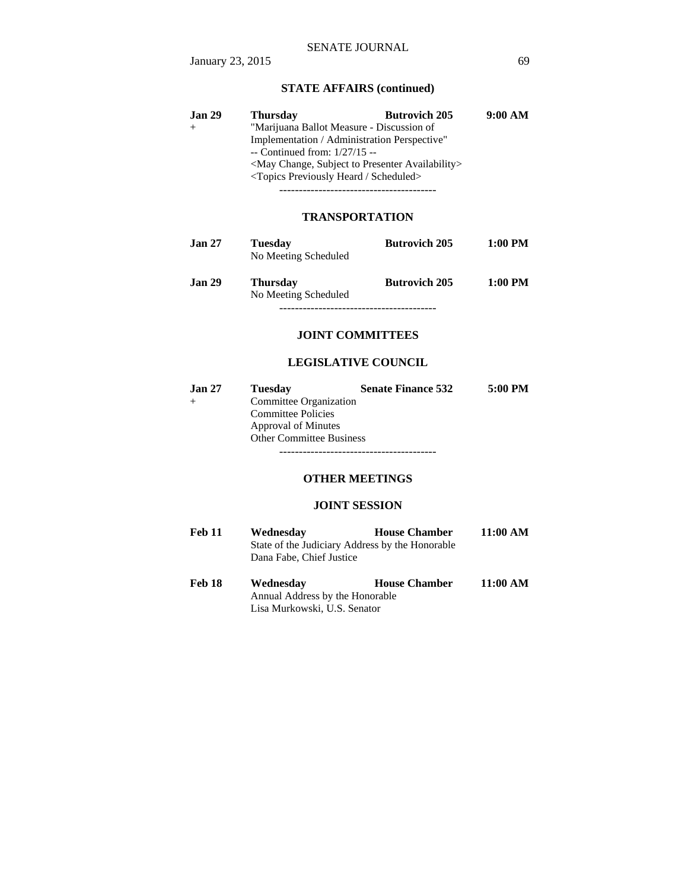## STATE AFFAIRS (continued)

**Jan 29** **Thursday** **Butrovich 205** **9:00 AM**

+ "Marijuana Ballot Measure - Discussion of Implementation / Administration Perspective"
-- Continued from: 1/27/15 --
<May Change, Subject to Presenter Availability>
<Topics Previously Heard / Scheduled>

----------------------------------------

## TRANSPORTATION

**Jan 27** **Tuesday** **Butrovich 205** **1:00 PM**
No Meeting Scheduled

**Jan 29** **Thursday** **Butrovich 205** **1:00 PM**
No Meeting Scheduled

----------------------------------------

## JOINT COMMITTEES

## LEGISLATIVE COUNCIL

**Jan 27** **Tuesday** **Senate Finance 532** **5:00 PM**

+ Committee Organization
Committee Policies
Approval of Minutes
Other Committee Business

----------------------------------------

## OTHER MEETINGS

## JOINT SESSION

**Feb 11** **Wednesday** **House Chamber** **11:00 AM**
State of the Judiciary Address by the Honorable Dana Fabe, Chief Justice

**Feb 18** **Wednesday** **House Chamber** **11:00 AM**
Annual Address by the Honorable Lisa Murkowski, U.S. Senator